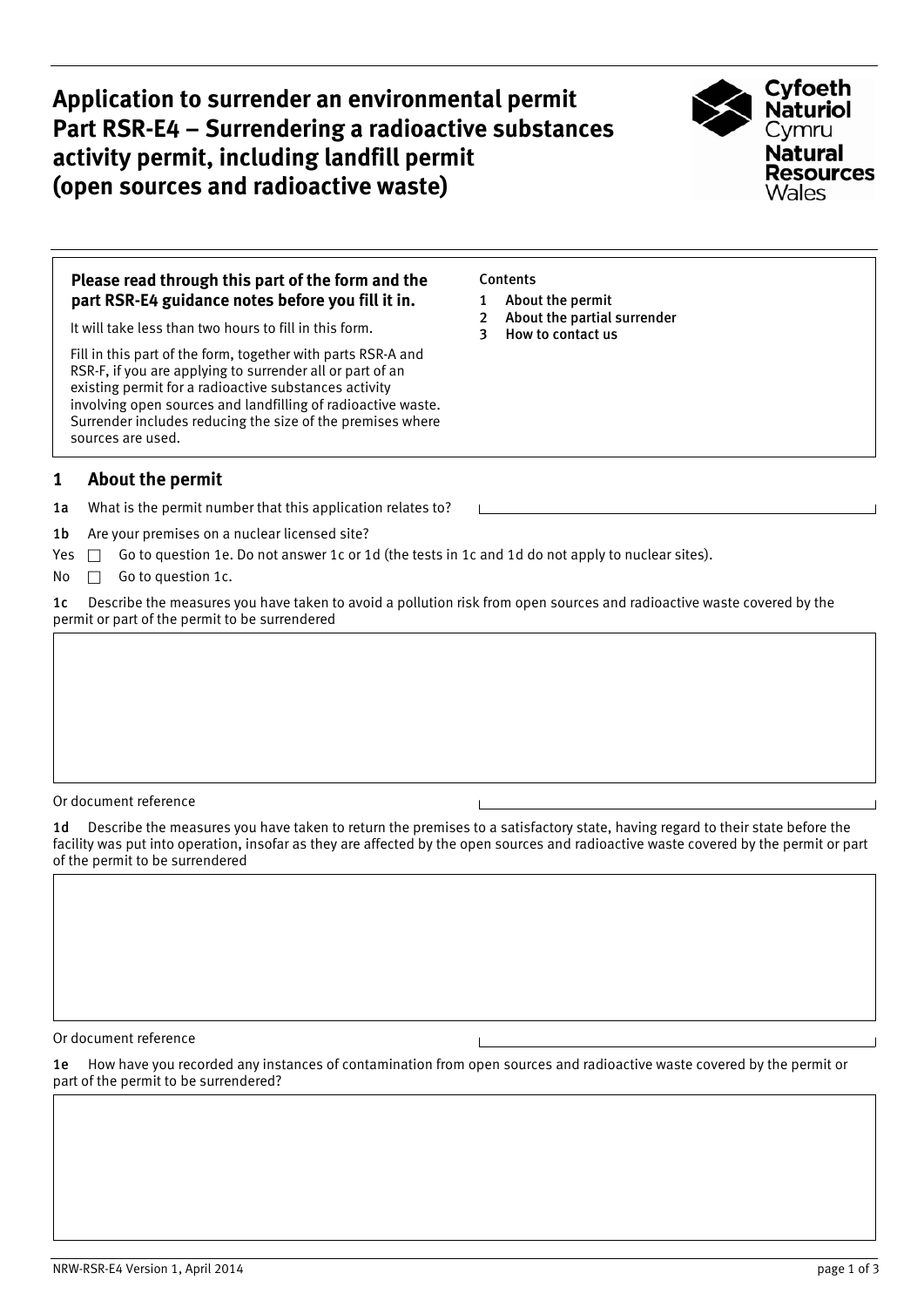# Application to surrender an environmental permit
# Part RSR-E4 – Surrendering a radioactive substances activity permit, including landfill permit (open sources and radioactive waste)

Cyfoeth Naturiol Cymru
Natural Resources Wales

**Please read through this part of the form and the part RSR-E4 guidance notes before you fill it in.**

It will take less than two hours to fill in this form.

Fill in this part of the form, together with parts RSR-A and RSR-F, if you are applying to surrender all or part of an existing permit for a radioactive substances activity involving open sources and landfilling of radioactive waste. Surrender includes reducing the size of the premises where sources are used.

Contents

1. About the permit
2. About the partial surrender
3. How to contact us

## 1 About the permit

**1a** What is the permit number that this application relates to?

**1b** Are your premises on a nuclear licensed site?

Yes ☐ Go to question 1e. Do not answer 1c or 1d (the tests in 1c and 1d do not apply to nuclear sites).

No ☐ Go to question 1c.

**1c** Describe the measures you have taken to avoid a pollution risk from open sources and radioactive waste covered by the permit or part of the permit to be surrendered

Or document reference

**1d** Describe the measures you have taken to return the premises to a satisfactory state, having regard to their state before the facility was put into operation, insofar as they are affected by the open sources and radioactive waste covered by the permit or part of the permit to be surrendered

Or document reference

**1e** How have you recorded any instances of contamination from open sources and radioactive waste covered by the permit or part of the permit to be surrendered?

NRW-RSR-E4 Version 1, April 2014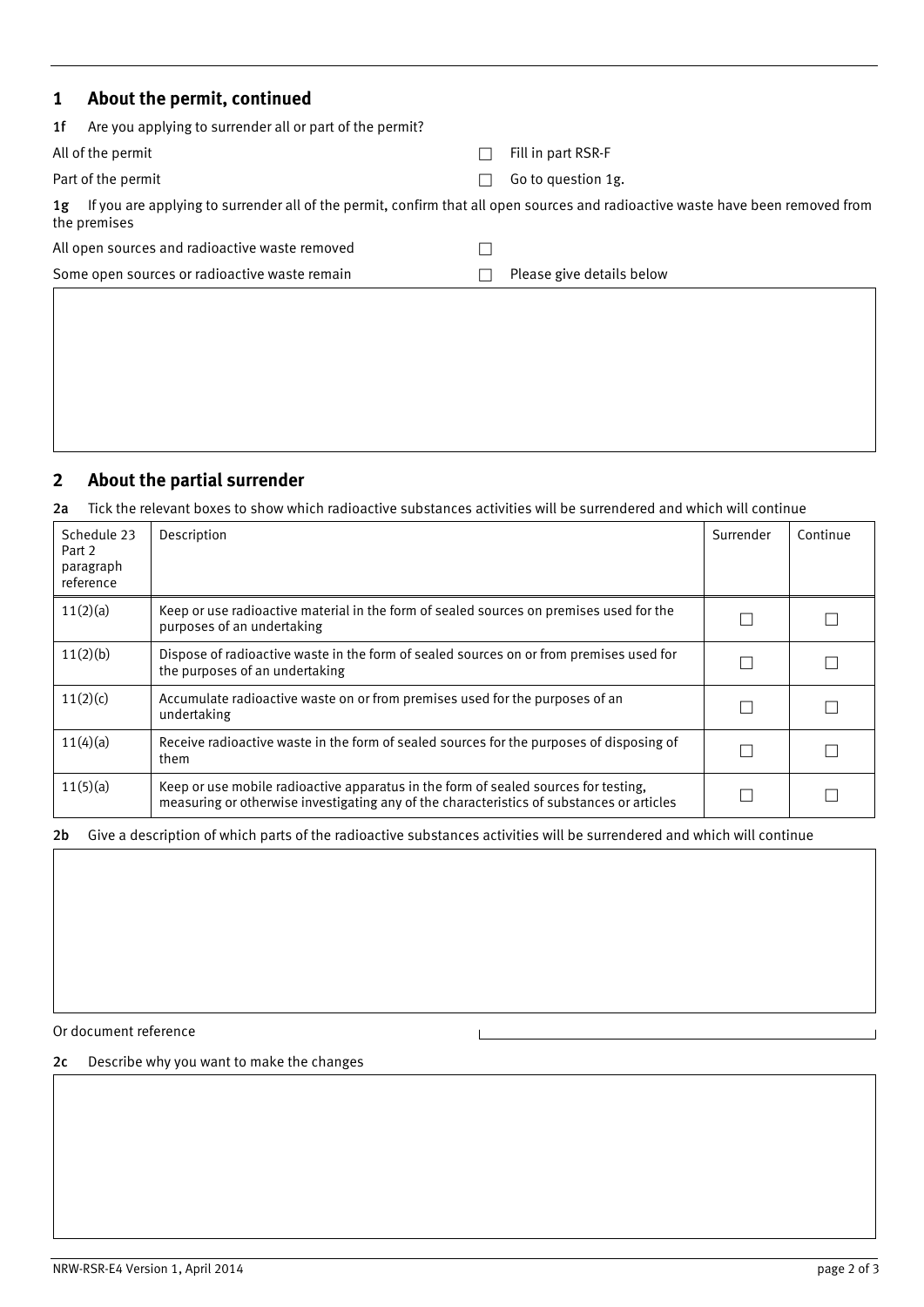## 1 About the permit, continued

**1f** Are you applying to surrender all or part of the permit?

| | | |
|---|---|---|
| All of the permit | ☐ | Fill in part RSR-F |
| Part of the permit | ☐ | Go to question 1g. |

**1g** If you are applying to surrender all of the permit, confirm that all open sources and radioactive waste have been removed from the premises

| | | |
|---|---|---|
| All open sources and radioactive waste removed | ☐ | |
| Some open sources or radioactive waste remain | ☐ | Please give details below |

## 2 About the partial surrender

**2a** Tick the relevant boxes to show which radioactive substances activities will be surrendered and which will continue

| Schedule 23 Part 2 paragraph reference | Description | Surrender | Continue |
|---|---|---|---|
| 11(2)(a) | Keep or use radioactive material in the form of sealed sources on premises used for the purposes of an undertaking | ☐ | ☐ |
| 11(2)(b) | Dispose of radioactive waste in the form of sealed sources on or from premises used for the purposes of an undertaking | ☐ | ☐ |
| 11(2)(c) | Accumulate radioactive waste on or from premises used for the purposes of an undertaking | ☐ | ☐ |
| 11(4)(a) | Receive radioactive waste in the form of sealed sources for the purposes of disposing of them | ☐ | ☐ |
| 11(5)(a) | Keep or use mobile radioactive apparatus in the form of sealed sources for testing, measuring or otherwise investigating any of the characteristics of substances or articles | ☐ | ☐ |

**2b** Give a description of which parts of the radioactive substances activities will be surrendered and which will continue

Or document reference

**2c** Describe why you want to make the changes

NRW-RSR-E4 Version 1, April 2014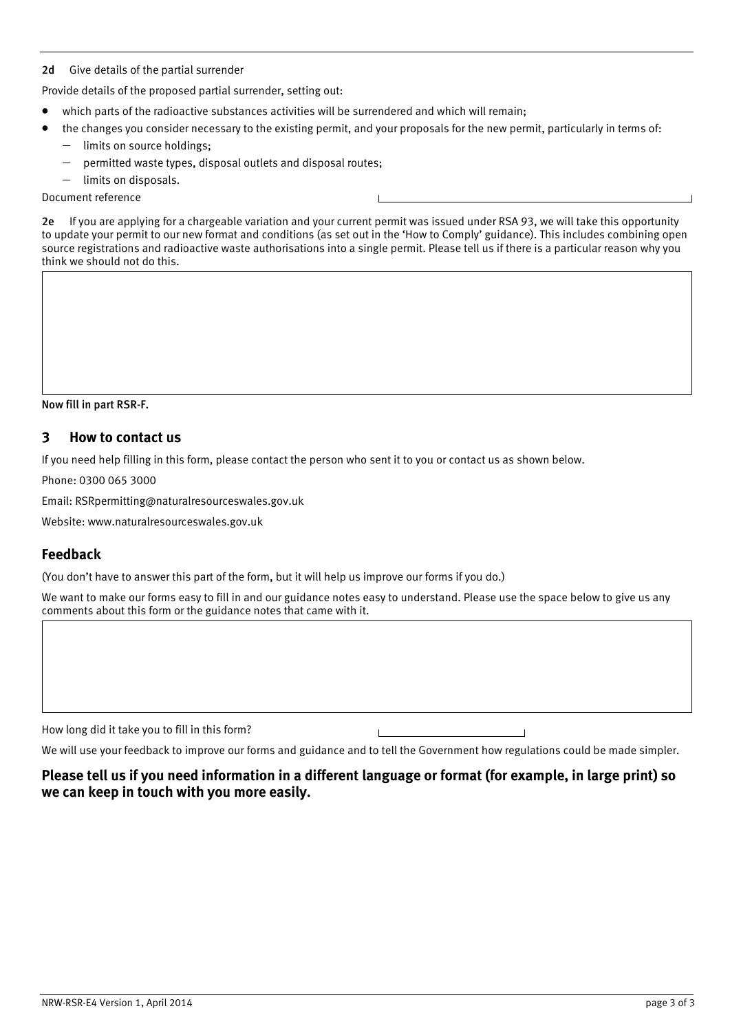**2d** Give details of the partial surrender

Provide details of the proposed partial surrender, setting out:

- which parts of the radioactive substances activities will be surrendered and which will remain;
- the changes you consider necessary to the existing permit, and your proposals for the new permit, particularly in terms of:
  - limits on source holdings;
  - permitted waste types, disposal outlets and disposal routes;
  - limits on disposals.

Document reference

**2e** If you are applying for a chargeable variation and your current permit was issued under RSA 93, we will take this opportunity to update your permit to our new format and conditions (as set out in the 'How to Comply' guidance). This includes combining open source registrations and radioactive waste authorisations into a single permit. Please tell us if there is a particular reason why you think we should not do this.

**Now fill in part RSR-F.**

## 3 How to contact us

If you need help filling in this form, please contact the person who sent it to you or contact us as shown below.

Phone: 0300 065 3000

Email: RSRpermitting@naturalresourceswales.gov.uk

Website: www.naturalresourceswales.gov.uk

## Feedback

(You don't have to answer this part of the form, but it will help us improve our forms if you do.)

We want to make our forms easy to fill in and our guidance notes easy to understand. Please use the space below to give us any comments about this form or the guidance notes that came with it.

How long did it take you to fill in this form?

We will use your feedback to improve our forms and guidance and to tell the Government how regulations could be made simpler.

**Please tell us if you need information in a different language or format (for example, in large print) so we can keep in touch with you more easily.**

NRW-RSR-E4 Version 1, April 2014